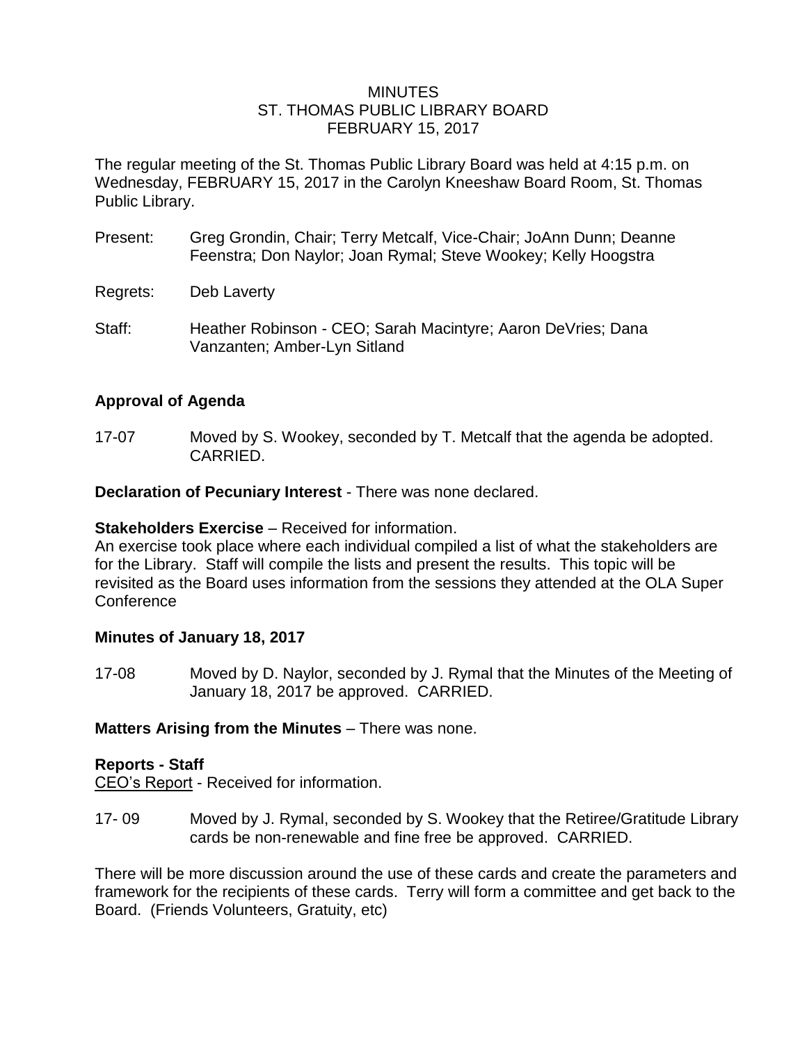MINUTES
ST. THOMAS PUBLIC LIBRARY BOARD
FEBRUARY 15, 2017

The regular meeting of the St. Thomas Public Library Board was held at 4:15 p.m. on Wednesday, FEBRUARY 15, 2017 in the Carolyn Kneeshaw Board Room, St. Thomas Public Library.

Present: Greg Grondin, Chair; Terry Metcalf, Vice-Chair; JoAnn Dunn; Deanne Feenstra; Don Naylor; Joan Rymal; Steve Wookey; Kelly Hoogstra

Regrets: Deb Laverty

Staff: Heather Robinson - CEO; Sarah Macintyre; Aaron DeVries; Dana Vanzanten; Amber-Lyn Sitland

**Approval of Agenda**

17-07 Moved by S. Wookey, seconded by T. Metcalf that the agenda be adopted. CARRIED.

**Declaration of Pecuniary Interest** - There was none declared.

**Stakeholders Exercise** – Received for information.
An exercise took place where each individual compiled a list of what the stakeholders are for the Library. Staff will compile the lists and present the results. This topic will be revisited as the Board uses information from the sessions they attended at the OLA Super Conference

**Minutes of January 18, 2017**

17-08 Moved by D. Naylor, seconded by J. Rymal that the Minutes of the Meeting of January 18, 2017 be approved. CARRIED.

**Matters Arising from the Minutes** – There was none.

**Reports - Staff**
CEO's Report - Received for information.

17- 09 Moved by J. Rymal, seconded by S. Wookey that the Retiree/Gratitude Library cards be non-renewable and fine free be approved. CARRIED.

There will be more discussion around the use of these cards and create the parameters and framework for the recipients of these cards. Terry will form a committee and get back to the Board. (Friends Volunteers, Gratuity, etc)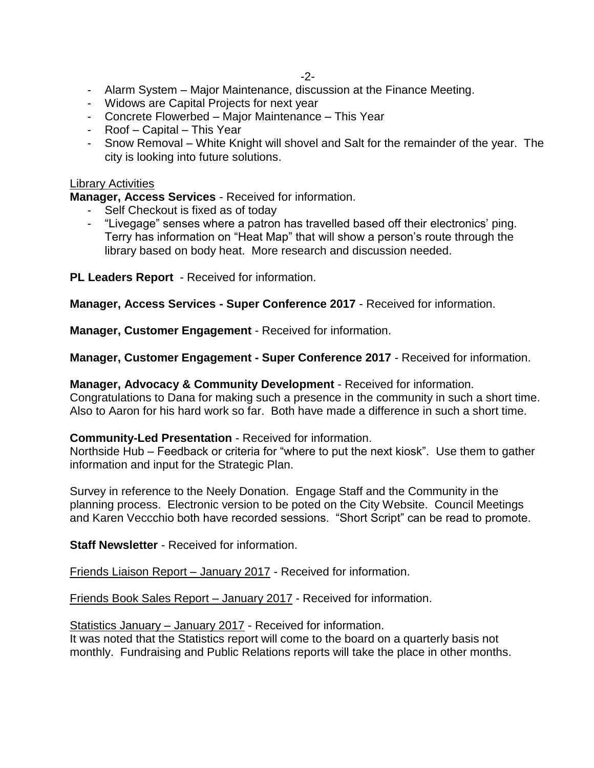- Alarm System – Major Maintenance, discussion at the Finance Meeting.
- Widows are Capital Projects for next year
- Concrete Flowerbed – Major Maintenance – This Year
- Roof – Capital – This Year
- Snow Removal – White Knight will shovel and Salt for the remainder of the year. The city is looking into future solutions.

<u>Library Activities</u>

**Manager, Access Services** - Received for information.

- Self Checkout is fixed as of today
- "Livegage" senses where a patron has travelled based off their electronics' ping. Terry has information on "Heat Map" that will show a person's route through the library based on body heat. More research and discussion needed.

**PL Leaders Report** - Received for information.

**Manager, Access Services - Super Conference 2017** - Received for information.

**Manager, Customer Engagement** - Received for information.

**Manager, Customer Engagement - Super Conference 2017** - Received for information.

**Manager, Advocacy & Community Development** - Received for information.
Congratulations to Dana for making such a presence in the community in such a short time. Also to Aaron for his hard work so far. Both have made a difference in such a short time.

**Community-Led Presentation** - Received for information.
Northside Hub – Feedback or criteria for "where to put the next kiosk". Use them to gather information and input for the Strategic Plan.

Survey in reference to the Neely Donation. Engage Staff and the Community in the planning process. Electronic version to be poted on the City Website. Council Meetings and Karen Veccchio both have recorded sessions. "Short Script" can be read to promote.

**Staff Newsletter** - Received for information.

<u>Friends Liaison Report – January 2017</u> - Received for information.

<u>Friends Book Sales Report – January 2017</u> - Received for information.

<u>Statistics January – January 2017</u> - Received for information.
It was noted that the Statistics report will come to the board on a quarterly basis not monthly. Fundraising and Public Relations reports will take the place in other months.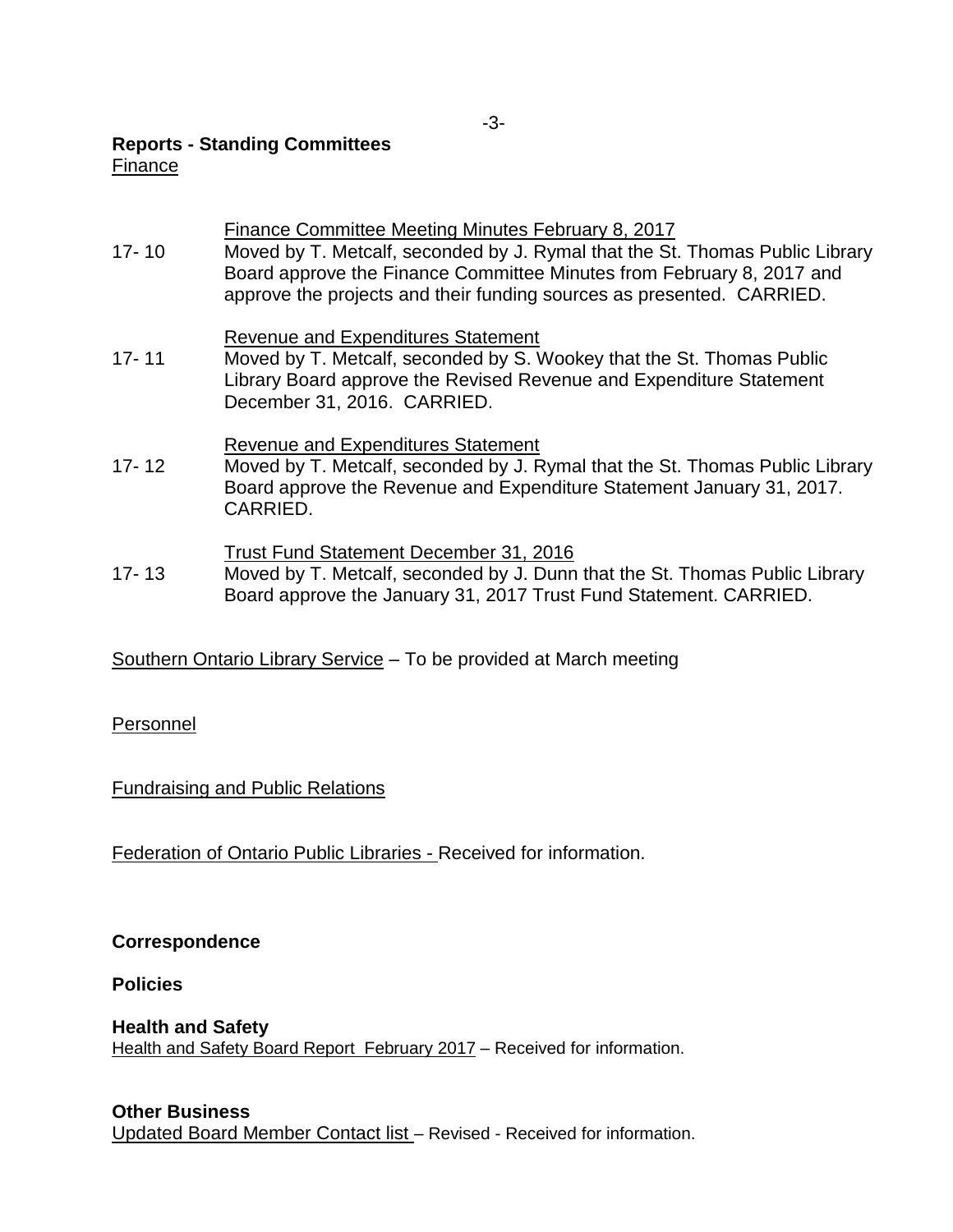**Reports - Standing Committees**

Finance

Finance Committee Meeting Minutes February 8, 2017

17- 10 Moved by T. Metcalf, seconded by J. Rymal that the St. Thomas Public Library Board approve the Finance Committee Minutes from February 8, 2017 and approve the projects and their funding sources as presented. CARRIED.

Revenue and Expenditures Statement

17- 11 Moved by T. Metcalf, seconded by S. Wookey that the St. Thomas Public Library Board approve the Revised Revenue and Expenditure Statement December 31, 2016. CARRIED.

Revenue and Expenditures Statement

17- 12 Moved by T. Metcalf, seconded by J. Rymal that the St. Thomas Public Library Board approve the Revenue and Expenditure Statement January 31, 2017. CARRIED.

Trust Fund Statement December 31, 2016

17- 13 Moved by T. Metcalf, seconded by J. Dunn that the St. Thomas Public Library Board approve the January 31, 2017 Trust Fund Statement. CARRIED.

Southern Ontario Library Service – To be provided at March meeting

Personnel

Fundraising and Public Relations

Federation of Ontario Public Libraries - Received for information.

**Correspondence**

**Policies**

**Health and Safety**

Health and Safety Board Report February 2017 – Received for information.

**Other Business**

Updated Board Member Contact list – Revised - Received for information.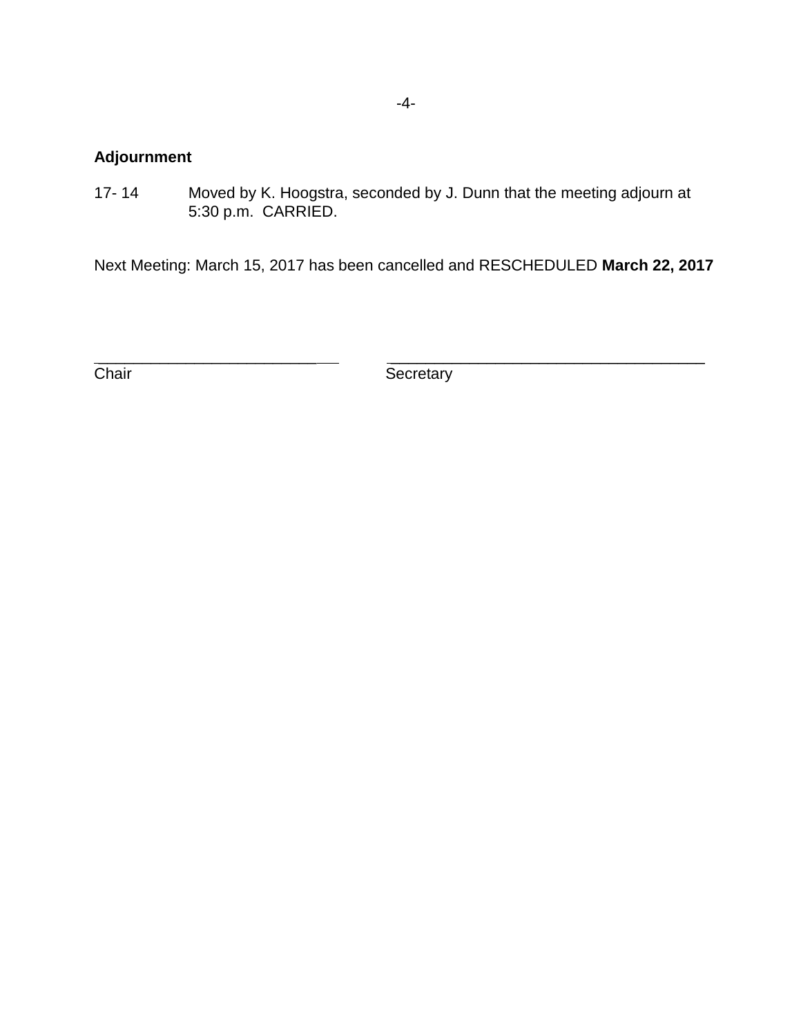**Adjournment**

17- 14 Moved by K. Hoogstra, seconded by J. Dunn that the meeting adjourn at 5:30 p.m. CARRIED.

Next Meeting: March 15, 2017 has been cancelled and RESCHEDULED **March 22, 2017**

\_\_\_\_\_\_\_\_\_\_\_\_\_\_\_\_\_\_\_\_\_\_\_\_\_\_\_\_
Chair

\_\_\_\_\_\_\_\_\_\_\_\_\_\_\_\_\_\_\_\_\_\_\_\_\_\_\_\_\_\_\_\_\_\_\_\_\_\_
Secretary